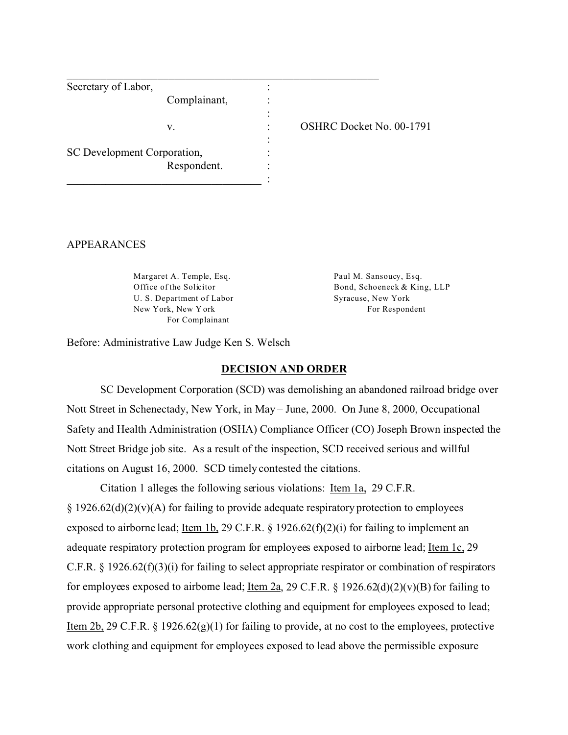| | | |
|---|---|---|
| Secretary of Labor,<br>Complainant, | : | |
| v. | : | OSHRC Docket No. 00-1791 |
| SC Development Corporation,<br>Respondent. | : | |

APPEARANCES

Margaret A. Temple, Esq.
Office of the Solicitor
U. S. Department of Labor
New York, New York
For Complainant

Paul M. Sansoucy, Esq.
Bond, Schoeneck & King, LLP
Syracuse, New York
For Respondent

Before: Administrative Law Judge Ken S. Welsch

## DECISION AND ORDER

SC Development Corporation (SCD) was demolishing an abandoned railroad bridge over Nott Street in Schenectady, New York, in May – June, 2000. On June 8, 2000, Occupational Safety and Health Administration (OSHA) Compliance Officer (CO) Joseph Brown inspected the Nott Street Bridge job site. As a result of the inspection, SCD received serious and willful citations on August 16, 2000. SCD timely contested the citations.

Citation 1 alleges the following serious violations: Item 1a, 29 C.F.R. § 1926.62(d)(2)(v)(A) for failing to provide adequate respiratory protection to employees exposed to airborne lead; Item 1b, 29 C.F.R. § 1926.62(f)(2)(i) for failing to implement an adequate respiratory protection program for employees exposed to airborne lead; Item 1c, 29 C.F.R. § 1926.62(f)(3)(i) for failing to select appropriate respirator or combination of respirators for employees exposed to airborne lead; Item 2a, 29 C.F.R. § 1926.62(d)(2)(v)(B) for failing to provide appropriate personal protective clothing and equipment for employees exposed to lead; Item 2b, 29 C.F.R. § 1926.62(g)(1) for failing to provide, at no cost to the employees, protective work clothing and equipment for employees exposed to lead above the permissible exposure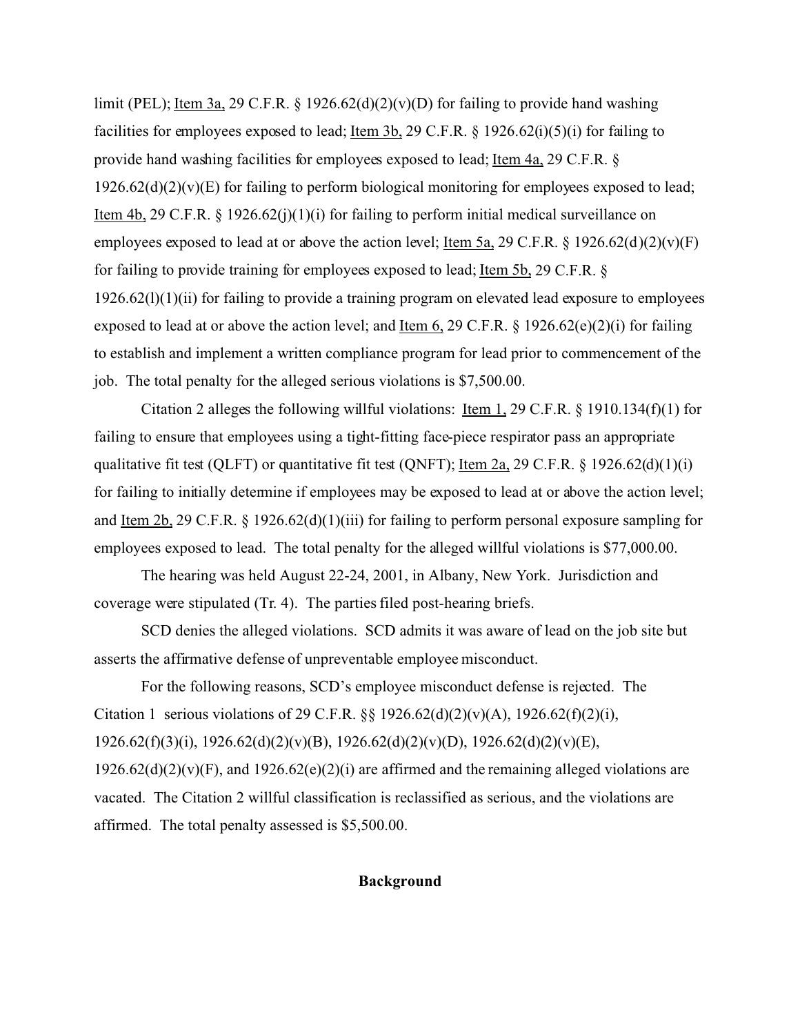limit (PEL); Item 3a, 29 C.F.R. § 1926.62(d)(2)(v)(D) for failing to provide hand washing facilities for employees exposed to lead; Item 3b, 29 C.F.R. § 1926.62(i)(5)(i) for failing to provide hand washing facilities for employees exposed to lead; Item 4a, 29 C.F.R. § 1926.62(d)(2)(v)(E) for failing to perform biological monitoring for employees exposed to lead; Item 4b, 29 C.F.R. § 1926.62(j)(1)(i) for failing to perform initial medical surveillance on employees exposed to lead at or above the action level; Item 5a, 29 C.F.R. § 1926.62(d)(2)(v)(F) for failing to provide training for employees exposed to lead; Item 5b, 29 C.F.R. § 1926.62(l)(1)(ii) for failing to provide a training program on elevated lead exposure to employees exposed to lead at or above the action level; and Item 6, 29 C.F.R. § 1926.62(e)(2)(i) for failing to establish and implement a written compliance program for lead prior to commencement of the job. The total penalty for the alleged serious violations is $7,500.00.

Citation 2 alleges the following willful violations: Item 1, 29 C.F.R. § 1910.134(f)(1) for failing to ensure that employees using a tight-fitting face-piece respirator pass an appropriate qualitative fit test (QLFT) or quantitative fit test (QNFT); Item 2a, 29 C.F.R. § 1926.62(d)(1)(i) for failing to initially determine if employees may be exposed to lead at or above the action level; and Item 2b, 29 C.F.R. § 1926.62(d)(1)(iii) for failing to perform personal exposure sampling for employees exposed to lead. The total penalty for the alleged willful violations is $77,000.00.

The hearing was held August 22-24, 2001, in Albany, New York. Jurisdiction and coverage were stipulated (Tr. 4). The parties filed post-hearing briefs.

SCD denies the alleged violations. SCD admits it was aware of lead on the job site but asserts the affirmative defense of unpreventable employee misconduct.

For the following reasons, SCD's employee misconduct defense is rejected. The Citation 1 serious violations of 29 C.F.R. §§ 1926.62(d)(2)(v)(A), 1926.62(f)(2)(i), 1926.62(f)(3)(i), 1926.62(d)(2)(v)(B), 1926.62(d)(2)(v)(D), 1926.62(d)(2)(v)(E), 1926.62(d)(2)(v)(F), and 1926.62(e)(2)(i) are affirmed and the remaining alleged violations are vacated. The Citation 2 willful classification is reclassified as serious, and the violations are affirmed. The total penalty assessed is $5,500.00.

## Background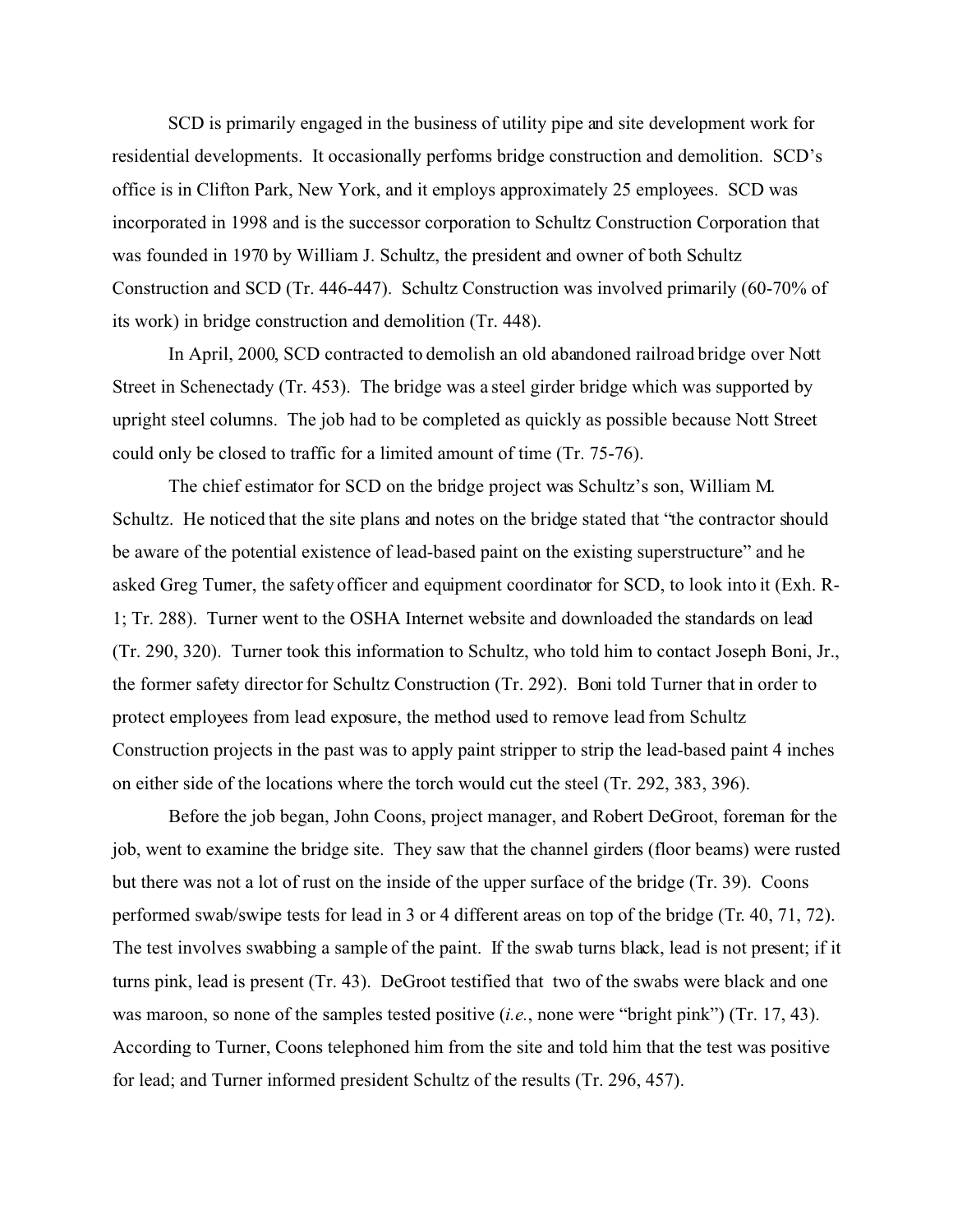SCD is primarily engaged in the business of utility pipe and site development work for residential developments. It occasionally performs bridge construction and demolition. SCD's office is in Clifton Park, New York, and it employs approximately 25 employees. SCD was incorporated in 1998 and is the successor corporation to Schultz Construction Corporation that was founded in 1970 by William J. Schultz, the president and owner of both Schultz Construction and SCD (Tr. 446-447). Schultz Construction was involved primarily (60-70% of its work) in bridge construction and demolition (Tr. 448).

In April, 2000, SCD contracted to demolish an old abandoned railroad bridge over Nott Street in Schenectady (Tr. 453). The bridge was a steel girder bridge which was supported by upright steel columns. The job had to be completed as quickly as possible because Nott Street could only be closed to traffic for a limited amount of time (Tr. 75-76).

The chief estimator for SCD on the bridge project was Schultz's son, William M. Schultz. He noticed that the site plans and notes on the bridge stated that "the contractor should be aware of the potential existence of lead-based paint on the existing superstructure" and he asked Greg Turner, the safety officer and equipment coordinator for SCD, to look into it (Exh. R-1; Tr. 288). Turner went to the OSHA Internet website and downloaded the standards on lead (Tr. 290, 320). Turner took this information to Schultz, who told him to contact Joseph Boni, Jr., the former safety director for Schultz Construction (Tr. 292). Boni told Turner that in order to protect employees from lead exposure, the method used to remove lead from Schultz Construction projects in the past was to apply paint stripper to strip the lead-based paint 4 inches on either side of the locations where the torch would cut the steel (Tr. 292, 383, 396).

Before the job began, John Coons, project manager, and Robert DeGroot, foreman for the job, went to examine the bridge site. They saw that the channel girders (floor beams) were rusted but there was not a lot of rust on the inside of the upper surface of the bridge (Tr. 39). Coons performed swab/swipe tests for lead in 3 or 4 different areas on top of the bridge (Tr. 40, 71, 72). The test involves swabbing a sample of the paint. If the swab turns black, lead is not present; if it turns pink, lead is present (Tr. 43). DeGroot testified that two of the swabs were black and one was maroon, so none of the samples tested positive (*i.e.*, none were "bright pink") (Tr. 17, 43). According to Turner, Coons telephoned him from the site and told him that the test was positive for lead; and Turner informed president Schultz of the results (Tr. 296, 457).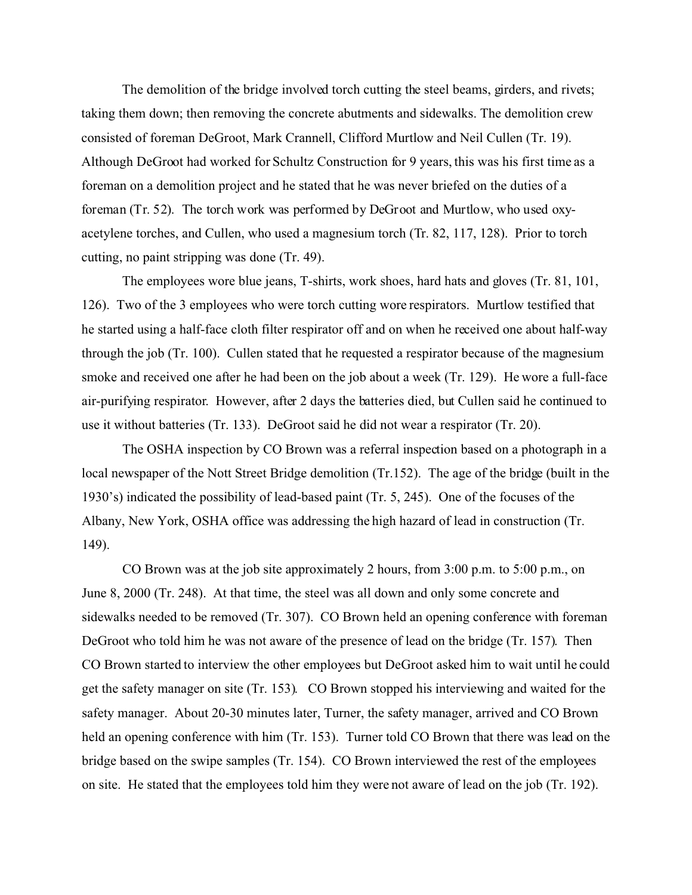The demolition of the bridge involved torch cutting the steel beams, girders, and rivets; taking them down; then removing the concrete abutments and sidewalks. The demolition crew consisted of foreman DeGroot, Mark Crannell, Clifford Murtlow and Neil Cullen (Tr. 19). Although DeGroot had worked for Schultz Construction for 9 years, this was his first time as a foreman on a demolition project and he stated that he was never briefed on the duties of a foreman (Tr. 52). The torch work was performed by DeGroot and Murtlow, who used oxy-acetylene torches, and Cullen, who used a magnesium torch (Tr. 82, 117, 128). Prior to torch cutting, no paint stripping was done (Tr. 49).

The employees wore blue jeans, T-shirts, work shoes, hard hats and gloves (Tr. 81, 101, 126). Two of the 3 employees who were torch cutting wore respirators. Murtlow testified that he started using a half-face cloth filter respirator off and on when he received one about half-way through the job (Tr. 100). Cullen stated that he requested a respirator because of the magnesium smoke and received one after he had been on the job about a week (Tr. 129). He wore a full-face air-purifying respirator. However, after 2 days the batteries died, but Cullen said he continued to use it without batteries (Tr. 133). DeGroot said he did not wear a respirator (Tr. 20).

The OSHA inspection by CO Brown was a referral inspection based on a photograph in a local newspaper of the Nott Street Bridge demolition (Tr.152). The age of the bridge (built in the 1930's) indicated the possibility of lead-based paint (Tr. 5, 245). One of the focuses of the Albany, New York, OSHA office was addressing the high hazard of lead in construction (Tr. 149).

CO Brown was at the job site approximately 2 hours, from 3:00 p.m. to 5:00 p.m., on June 8, 2000 (Tr. 248). At that time, the steel was all down and only some concrete and sidewalks needed to be removed (Tr. 307). CO Brown held an opening conference with foreman DeGroot who told him he was not aware of the presence of lead on the bridge (Tr. 157). Then CO Brown started to interview the other employees but DeGroot asked him to wait until he could get the safety manager on site (Tr. 153). CO Brown stopped his interviewing and waited for the safety manager. About 20-30 minutes later, Turner, the safety manager, arrived and CO Brown held an opening conference with him (Tr. 153). Turner told CO Brown that there was lead on the bridge based on the swipe samples (Tr. 154). CO Brown interviewed the rest of the employees on site. He stated that the employees told him they were not aware of lead on the job (Tr. 192).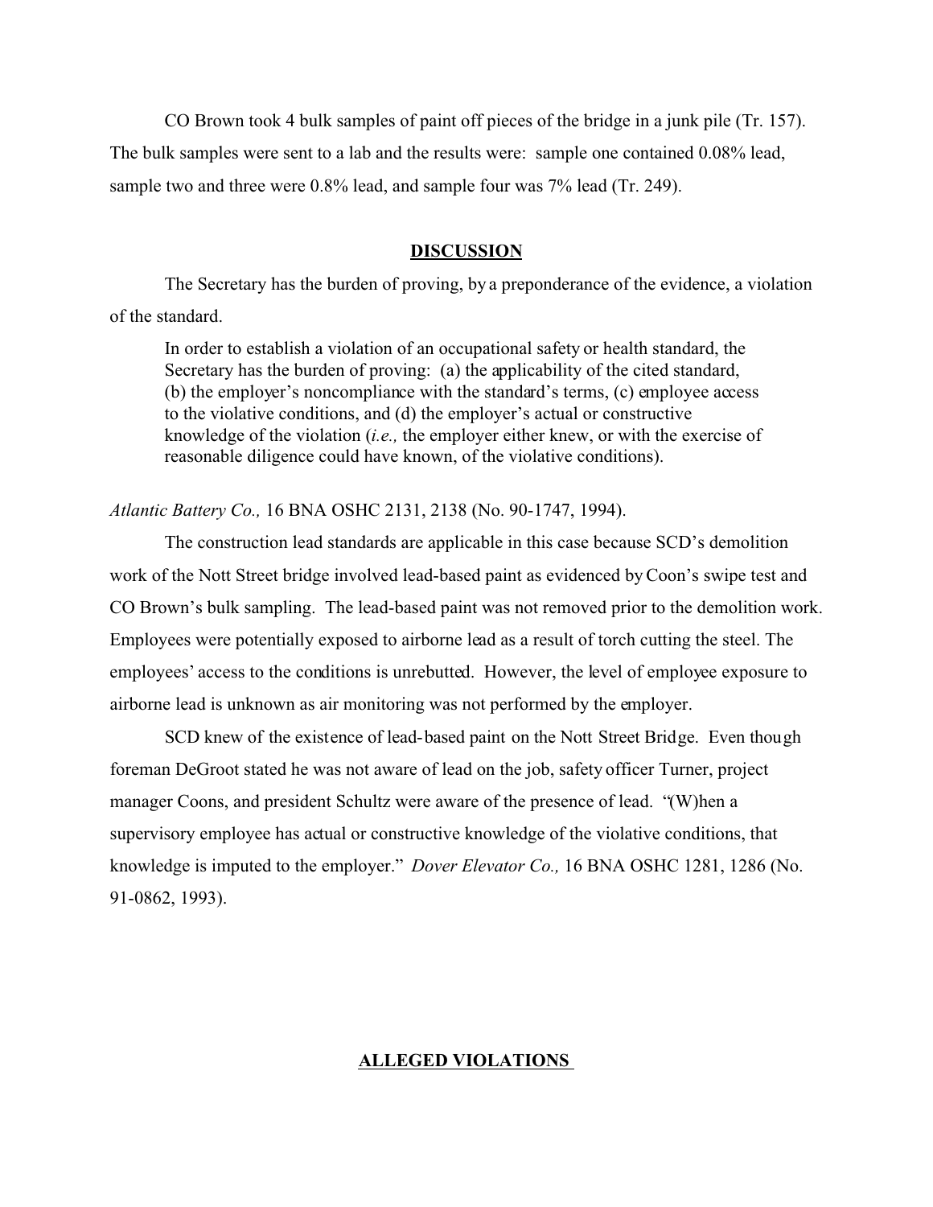CO Brown took 4 bulk samples of paint off pieces of the bridge in a junk pile (Tr. 157). The bulk samples were sent to a lab and the results were: sample one contained 0.08% lead, sample two and three were 0.8% lead, and sample four was 7% lead (Tr. 249).

## DISCUSSION

The Secretary has the burden of proving, by a preponderance of the evidence, a violation of the standard.

> In order to establish a violation of an occupational safety or health standard, the Secretary has the burden of proving: (a) the applicability of the cited standard, (b) the employer's noncompliance with the standard's terms, (c) employee access to the violative conditions, and (d) the employer's actual or constructive knowledge of the violation (*i.e.,* the employer either knew, or with the exercise of reasonable diligence could have known, of the violative conditions).

*Atlantic Battery Co.,* 16 BNA OSHC 2131, 2138 (No. 90-1747, 1994).

The construction lead standards are applicable in this case because SCD's demolition work of the Nott Street bridge involved lead-based paint as evidenced by Coon's swipe test and CO Brown's bulk sampling. The lead-based paint was not removed prior to the demolition work. Employees were potentially exposed to airborne lead as a result of torch cutting the steel. The employees' access to the conditions is unrebutted. However, the level of employee exposure to airborne lead is unknown as air monitoring was not performed by the employer.

SCD knew of the existence of lead-based paint on the Nott Street Bridge. Even though foreman DeGroot stated he was not aware of lead on the job, safety officer Turner, project manager Coons, and president Schultz were aware of the presence of lead. "(W)hen a supervisory employee has actual or constructive knowledge of the violative conditions, that knowledge is imputed to the employer." *Dover Elevator Co.,* 16 BNA OSHC 1281, 1286 (No. 91-0862, 1993).

## ALLEGED VIOLATIONS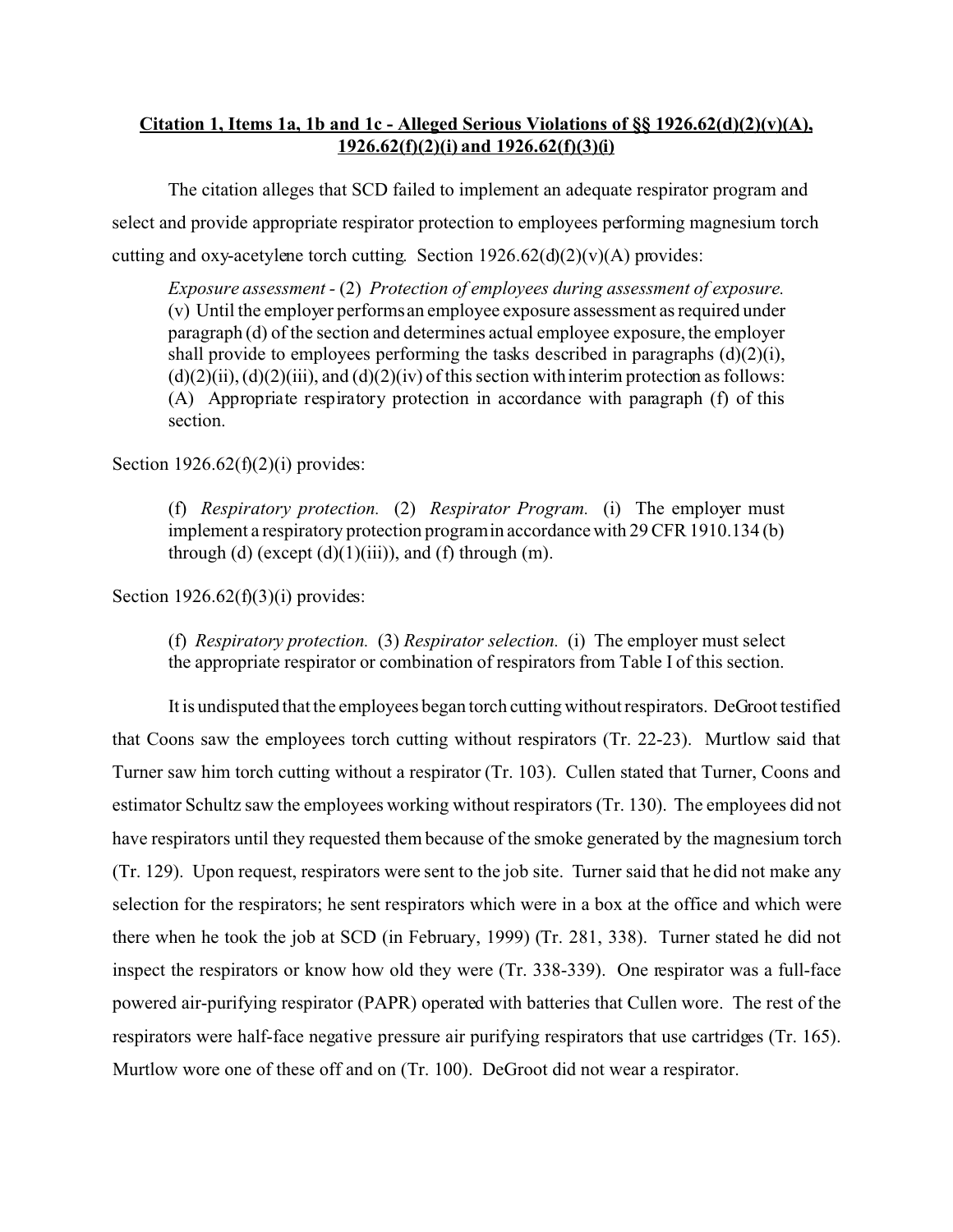**Citation 1, Items 1a, 1b and 1c - Alleged Serious Violations of §§ 1926.62(d)(2)(v)(A), 1926.62(f)(2)(i) and 1926.62(f)(3)(i)**

The citation alleges that SCD failed to implement an adequate respirator program and select and provide appropriate respirator protection to employees performing magnesium torch cutting and oxy-acetylene torch cutting. Section 1926.62(d)(2)(v)(A) provides:

> *Exposure assessment* - (2) *Protection of employees during assessment of exposure.* (v) Until the employer performs an employee exposure assessment as required under paragraph (d) of the section and determines actual employee exposure, the employer shall provide to employees performing the tasks described in paragraphs (d)(2)(i), (d)(2)(ii), (d)(2)(iii), and (d)(2)(iv) of this section with interim protection as follows: (A) Appropriate respiratory protection in accordance with paragraph (f) of this section.

Section 1926.62(f)(2)(i) provides:

> (f) *Respiratory protection.* (2) *Respirator Program.* (i) The employer must implement a respiratory protection program in accordance with 29 CFR 1910.134 (b) through (d) (except (d)(1)(iii)), and (f) through (m).

Section 1926.62(f)(3)(i) provides:

> (f) *Respiratory protection.* (3) *Respirator selection.* (i) The employer must select the appropriate respirator or combination of respirators from Table I of this section.

It is undisputed that the employees began torch cutting without respirators. DeGroot testified that Coons saw the employees torch cutting without respirators (Tr. 22-23). Murtlow said that Turner saw him torch cutting without a respirator (Tr. 103). Cullen stated that Turner, Coons and estimator Schultz saw the employees working without respirators (Tr. 130). The employees did not have respirators until they requested them because of the smoke generated by the magnesium torch (Tr. 129). Upon request, respirators were sent to the job site. Turner said that he did not make any selection for the respirators; he sent respirators which were in a box at the office and which were there when he took the job at SCD (in February, 1999) (Tr. 281, 338). Turner stated he did not inspect the respirators or know how old they were (Tr. 338-339). One respirator was a full-face powered air-purifying respirator (PAPR) operated with batteries that Cullen wore. The rest of the respirators were half-face negative pressure air purifying respirators that use cartridges (Tr. 165). Murtlow wore one of these off and on (Tr. 100). DeGroot did not wear a respirator.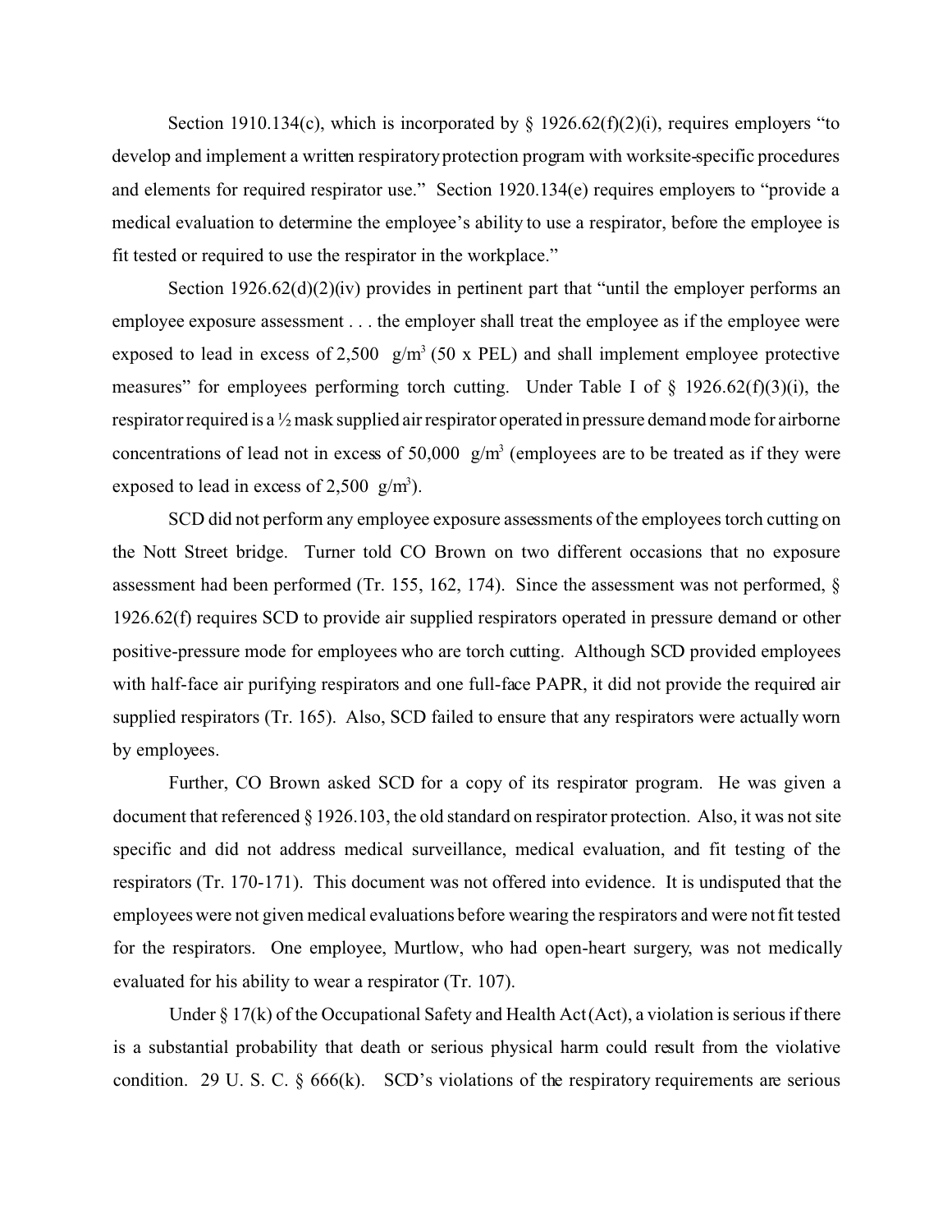Section 1910.134(c), which is incorporated by § 1926.62(f)(2)(i), requires employers "to develop and implement a written respiratory protection program with worksite-specific procedures and elements for required respirator use." Section 1920.134(e) requires employers to "provide a medical evaluation to determine the employee's ability to use a respirator, before the employee is fit tested or required to use the respirator in the workplace."

Section 1926.62(d)(2)(iv) provides in pertinent part that "until the employer performs an employee exposure assessment . . . the employer shall treat the employee as if the employee were exposed to lead in excess of 2,500 g/m³ (50 x PEL) and shall implement employee protective measures" for employees performing torch cutting. Under Table I of § 1926.62(f)(3)(i), the respirator required is a ½ mask supplied air respirator operated in pressure demand mode for airborne concentrations of lead not in excess of 50,000 g/m³ (employees are to be treated as if they were exposed to lead in excess of 2,500 g/m³).

SCD did not perform any employee exposure assessments of the employees torch cutting on the Nott Street bridge. Turner told CO Brown on two different occasions that no exposure assessment had been performed (Tr. 155, 162, 174). Since the assessment was not performed, § 1926.62(f) requires SCD to provide air supplied respirators operated in pressure demand or other positive-pressure mode for employees who are torch cutting. Although SCD provided employees with half-face air purifying respirators and one full-face PAPR, it did not provide the required air supplied respirators (Tr. 165). Also, SCD failed to ensure that any respirators were actually worn by employees.

Further, CO Brown asked SCD for a copy of its respirator program. He was given a document that referenced § 1926.103, the old standard on respirator protection. Also, it was not site specific and did not address medical surveillance, medical evaluation, and fit testing of the respirators (Tr. 170-171). This document was not offered into evidence. It is undisputed that the employees were not given medical evaluations before wearing the respirators and were not fit tested for the respirators. One employee, Murtlow, who had open-heart surgery, was not medically evaluated for his ability to wear a respirator (Tr. 107).

Under § 17(k) of the Occupational Safety and Health Act (Act), a violation is serious if there is a substantial probability that death or serious physical harm could result from the violative condition. 29 U. S. C. § 666(k). SCD's violations of the respiratory requirements are serious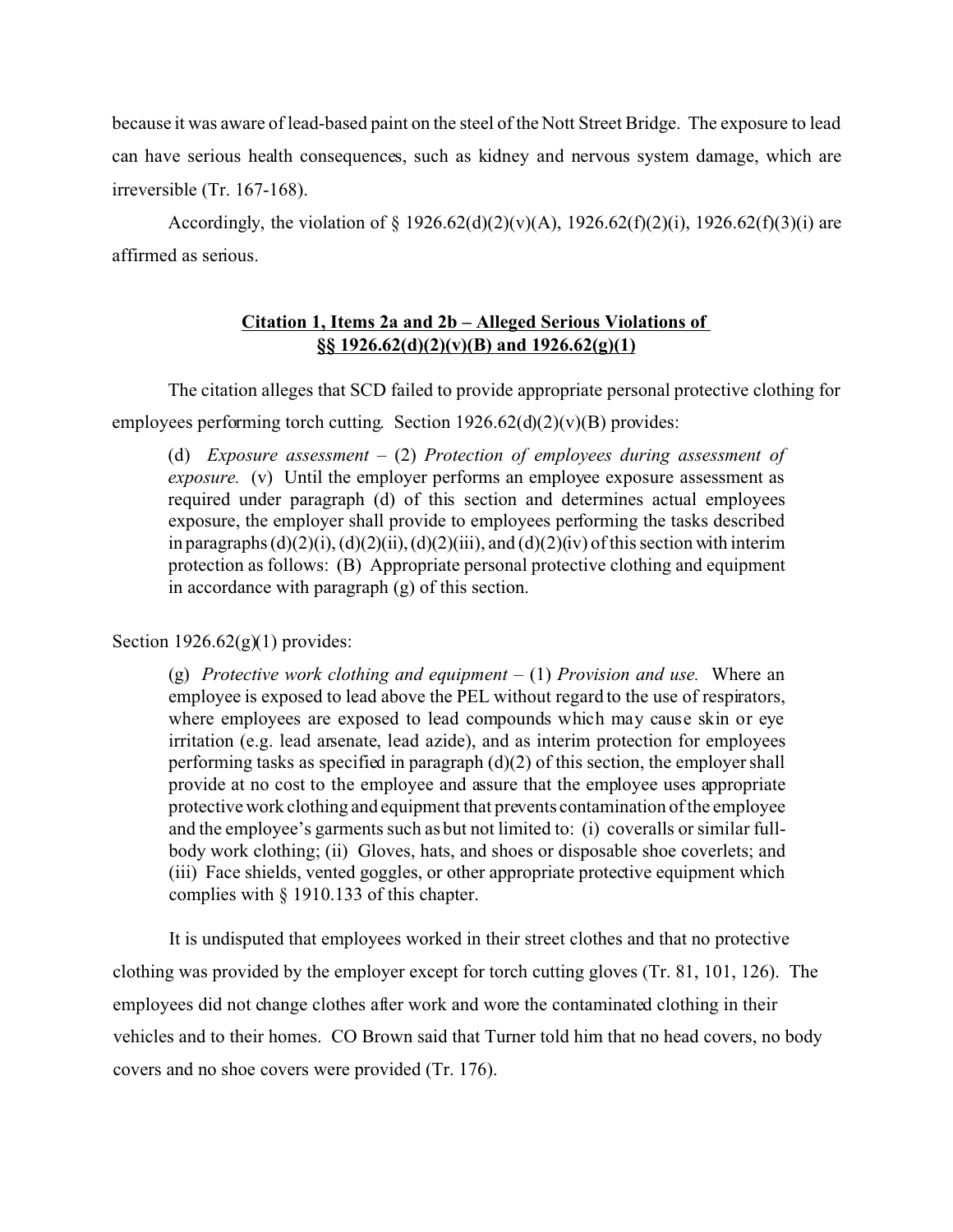because it was aware of lead-based paint on the steel of the Nott Street Bridge. The exposure to lead can have serious health consequences, such as kidney and nervous system damage, which are irreversible (Tr. 167-168).

Accordingly, the violation of § 1926.62(d)(2)(v)(A), 1926.62(f)(2)(i), 1926.62(f)(3)(i) are affirmed as serious.

**Citation 1, Items 2a and 2b – Alleged Serious Violations of §§ 1926.62(d)(2)(v)(B) and 1926.62(g)(1)**

The citation alleges that SCD failed to provide appropriate personal protective clothing for employees performing torch cutting. Section 1926.62(d)(2)(v)(B) provides:

> (d) *Exposure assessment* – (2) *Protection of employees during assessment of exposure.* (v) Until the employer performs an employee exposure assessment as required under paragraph (d) of this section and determines actual employees exposure, the employer shall provide to employees performing the tasks described in paragraphs (d)(2)(i), (d)(2)(ii), (d)(2)(iii), and (d)(2)(iv) of this section with interim protection as follows: (B) Appropriate personal protective clothing and equipment in accordance with paragraph (g) of this section.

Section 1926.62(g)(1) provides:

> (g) *Protective work clothing and equipment* – (1) *Provision and use.* Where an employee is exposed to lead above the PEL without regard to the use of respirators, where employees are exposed to lead compounds which may cause skin or eye irritation (e.g. lead arsenate, lead azide), and as interim protection for employees performing tasks as specified in paragraph (d)(2) of this section, the employer shall provide at no cost to the employee and assure that the employee uses appropriate protective work clothing and equipment that prevents contamination of the employee and the employee's garments such as but not limited to: (i) coveralls or similar full-body work clothing; (ii) Gloves, hats, and shoes or disposable shoe coverlets; and (iii) Face shields, vented goggles, or other appropriate protective equipment which complies with § 1910.133 of this chapter.

It is undisputed that employees worked in their street clothes and that no protective clothing was provided by the employer except for torch cutting gloves (Tr. 81, 101, 126). The employees did not change clothes after work and wore the contaminated clothing in their vehicles and to their homes. CO Brown said that Turner told him that no head covers, no body covers and no shoe covers were provided (Tr. 176).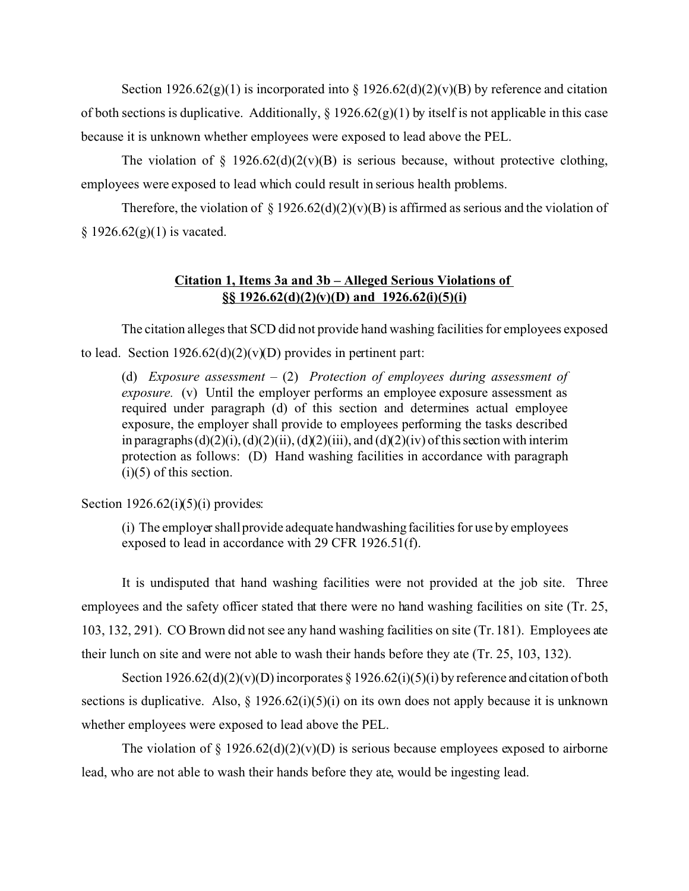Section 1926.62(g)(1) is incorporated into § 1926.62(d)(2)(v)(B) by reference and citation of both sections is duplicative. Additionally, § 1926.62(g)(1) by itself is not applicable in this case because it is unknown whether employees were exposed to lead above the PEL.

The violation of § 1926.62(d)(2(v)(B) is serious because, without protective clothing, employees were exposed to lead which could result in serious health problems.

Therefore, the violation of § 1926.62(d)(2)(v)(B) is affirmed as serious and the violation of § 1926.62(g)(1) is vacated.

**Citation 1, Items 3a and 3b – Alleged Serious Violations of §§ 1926.62(d)(2)(v)(D) and 1926.62(i)(5)(i)**

The citation alleges that SCD did not provide hand washing facilities for employees exposed to lead. Section 1926.62(d)(2)(v)(D) provides in pertinent part:

> (d) *Exposure assessment* – (2) *Protection of employees during assessment of exposure.* (v) Until the employer performs an employee exposure assessment as required under paragraph (d) of this section and determines actual employee exposure, the employer shall provide to employees performing the tasks described in paragraphs (d)(2)(i), (d)(2)(ii), (d)(2)(iii), and (d)(2)(iv) of this section with interim protection as follows: (D) Hand washing facilities in accordance with paragraph (i)(5) of this section.

Section 1926.62(i)(5)(i) provides:

> (i) The employer shall provide adequate handwashing facilities for use by employees exposed to lead in accordance with 29 CFR 1926.51(f).

It is undisputed that hand washing facilities were not provided at the job site. Three employees and the safety officer stated that there were no hand washing facilities on site (Tr. 25, 103, 132, 291). CO Brown did not see any hand washing facilities on site (Tr. 181). Employees ate their lunch on site and were not able to wash their hands before they ate (Tr. 25, 103, 132).

Section 1926.62(d)(2)(v)(D) incorporates § 1926.62(i)(5)(i) by reference and citation of both sections is duplicative. Also, § 1926.62(i)(5)(i) on its own does not apply because it is unknown whether employees were exposed to lead above the PEL.

The violation of § 1926.62(d)(2)(v)(D) is serious because employees exposed to airborne lead, who are not able to wash their hands before they ate, would be ingesting lead.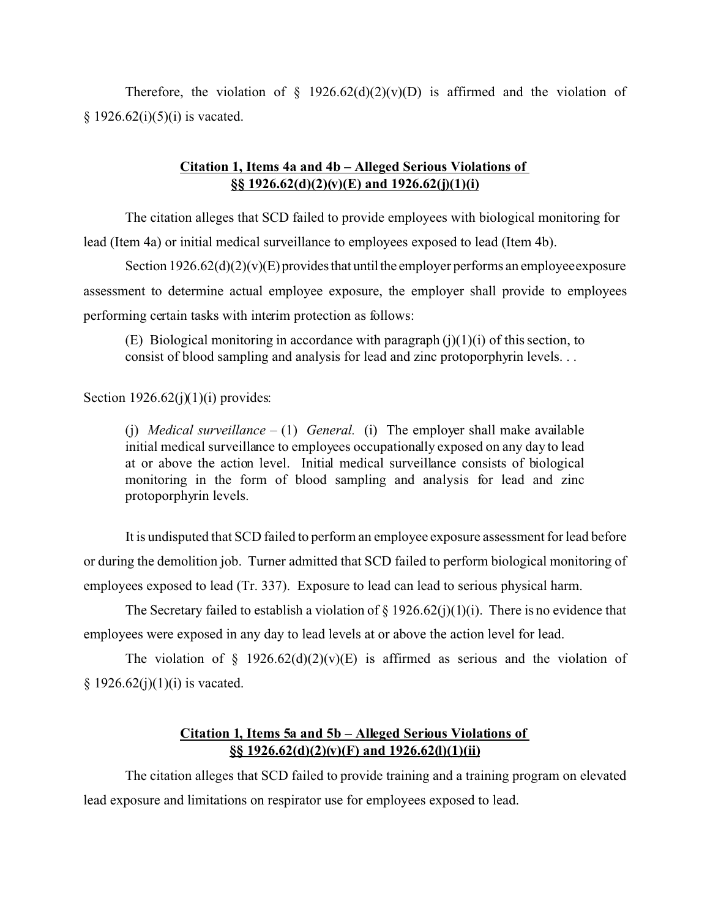Therefore, the violation of § 1926.62(d)(2)(v)(D) is affirmed and the violation of § 1926.62(i)(5)(i) is vacated.

### **Citation 1, Items 4a and 4b – Alleged Serious Violations of §§ 1926.62(d)(2)(v)(E) and 1926.62(j)(1)(i)**

The citation alleges that SCD failed to provide employees with biological monitoring for lead (Item 4a) or initial medical surveillance to employees exposed to lead (Item 4b).

Section 1926.62(d)(2)(v)(E) provides that until the employer performs an employee exposure assessment to determine actual employee exposure, the employer shall provide to employees performing certain tasks with interim protection as follows:

> (E) Biological monitoring in accordance with paragraph (j)(1)(i) of this section, to consist of blood sampling and analysis for lead and zinc protoporphyrin levels. . .

Section 1926.62(j)(1)(i) provides:

> (j) *Medical surveillance* – (1) *General.* (i) The employer shall make available initial medical surveillance to employees occupationally exposed on any day to lead at or above the action level. Initial medical surveillance consists of biological monitoring in the form of blood sampling and analysis for lead and zinc protoporphyrin levels.

It is undisputed that SCD failed to perform an employee exposure assessment for lead before or during the demolition job. Turner admitted that SCD failed to perform biological monitoring of employees exposed to lead (Tr. 337). Exposure to lead can lead to serious physical harm.

The Secretary failed to establish a violation of § 1926.62(j)(1)(i). There is no evidence that employees were exposed in any day to lead levels at or above the action level for lead.

The violation of § 1926.62(d)(2)(v)(E) is affirmed as serious and the violation of § 1926.62(j)(1)(i) is vacated.

### **Citation 1, Items 5a and 5b – Alleged Serious Violations of §§ 1926.62(d)(2)(v)(F) and 1926.62(l)(1)(ii)**

The citation alleges that SCD failed to provide training and a training program on elevated lead exposure and limitations on respirator use for employees exposed to lead.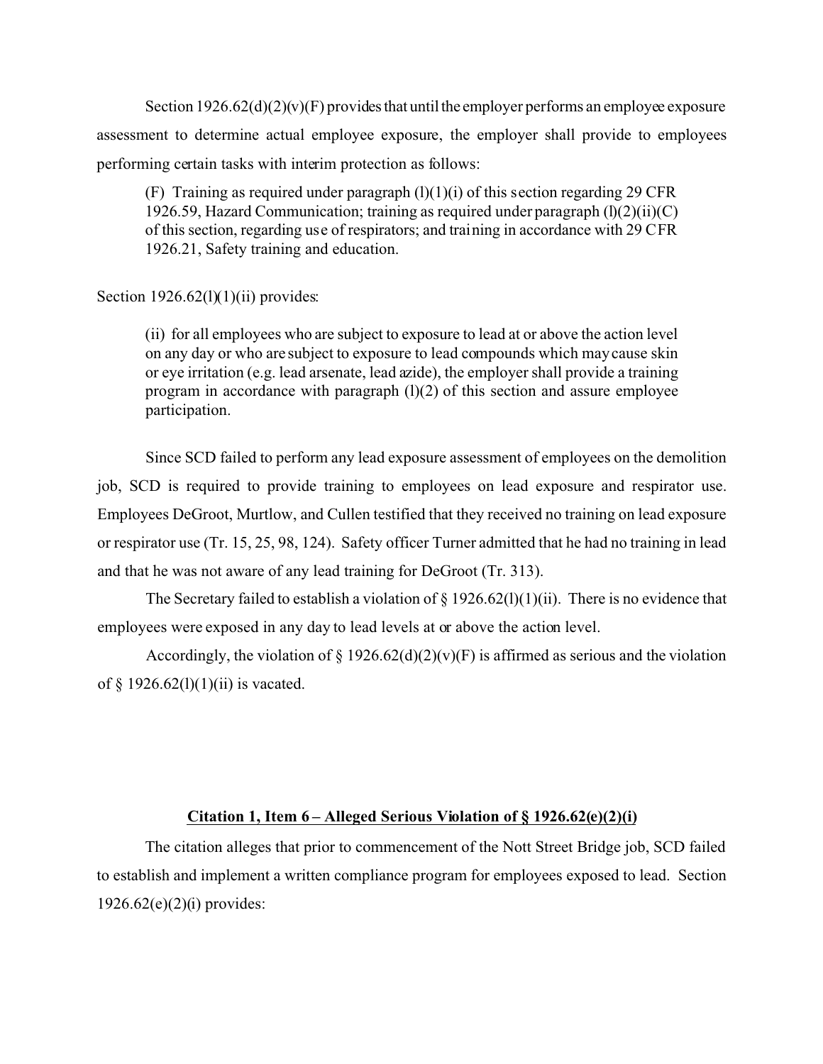Section 1926.62(d)(2)(v)(F) provides that until the employer performs an employee exposure assessment to determine actual employee exposure, the employer shall provide to employees performing certain tasks with interim protection as follows:

> (F) Training as required under paragraph (l)(1)(i) of this section regarding 29 CFR 1926.59, Hazard Communication; training as required under paragraph (l)(2)(ii)(C) of this section, regarding use of respirators; and training in accordance with 29 CFR 1926.21, Safety training and education.

Section 1926.62(l)(1)(ii) provides:

> (ii) for all employees who are subject to exposure to lead at or above the action level on any day or who are subject to exposure to lead compounds which may cause skin or eye irritation (e.g. lead arsenate, lead azide), the employer shall provide a training program in accordance with paragraph (l)(2) of this section and assure employee participation.

Since SCD failed to perform any lead exposure assessment of employees on the demolition job, SCD is required to provide training to employees on lead exposure and respirator use. Employees DeGroot, Murtlow, and Cullen testified that they received no training on lead exposure or respirator use (Tr. 15, 25, 98, 124). Safety officer Turner admitted that he had no training in lead and that he was not aware of any lead training for DeGroot (Tr. 313).

The Secretary failed to establish a violation of § 1926.62(l)(1)(ii). There is no evidence that employees were exposed in any day to lead levels at or above the action level.

Accordingly, the violation of § 1926.62(d)(2)(v)(F) is affirmed as serious and the violation of § 1926.62(l)(1)(ii) is vacated.

## Citation 1, Item 6 – Alleged Serious Violation of § 1926.62(e)(2)(i)

The citation alleges that prior to commencement of the Nott Street Bridge job, SCD failed to establish and implement a written compliance program for employees exposed to lead. Section 1926.62(e)(2)(i) provides: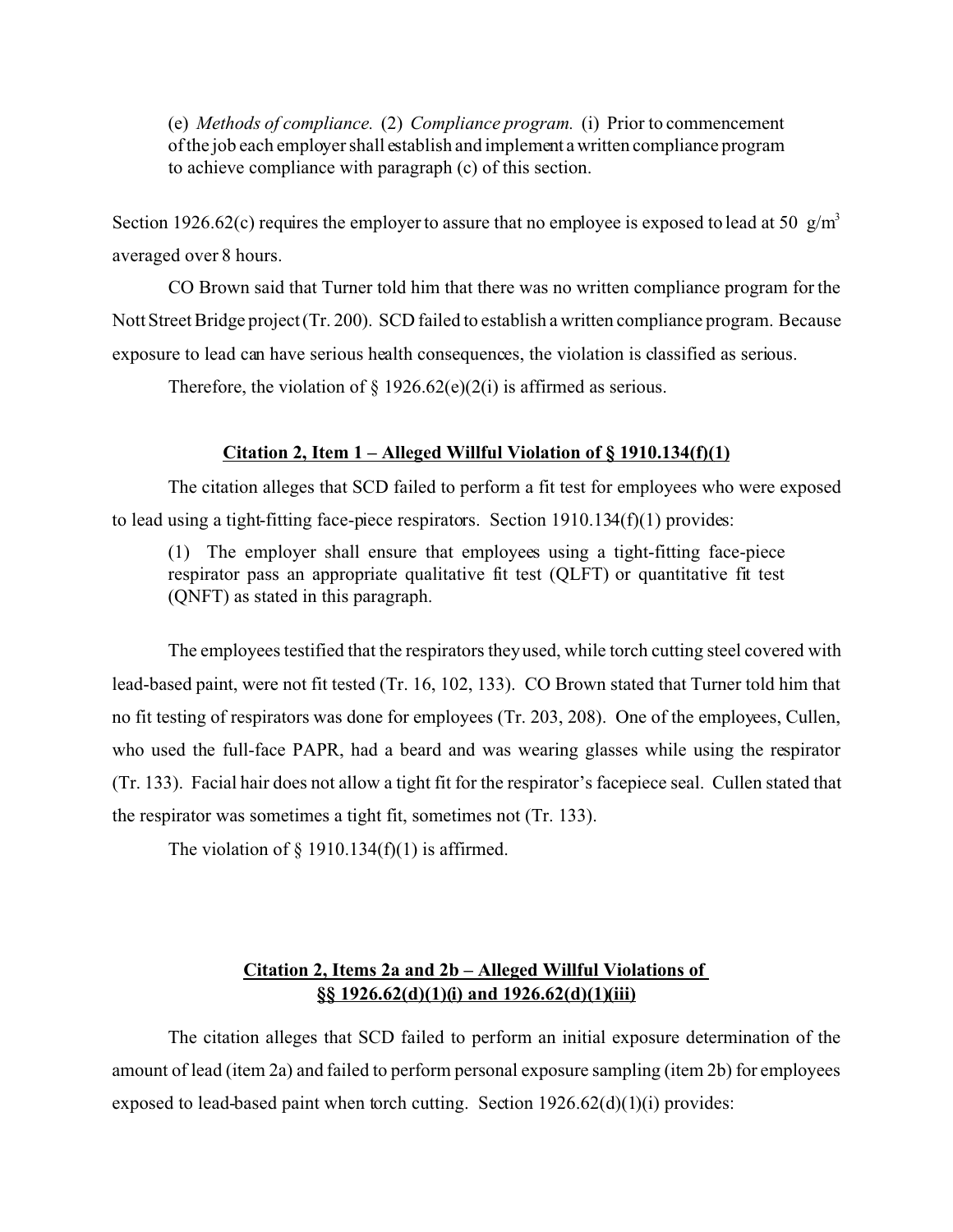> (e) *Methods of compliance.* (2) *Compliance program.* (i) Prior to commencement of the job each employer shall establish and implement a written compliance program to achieve compliance with paragraph (c) of this section.

Section 1926.62(c) requires the employer to assure that no employee is exposed to lead at 50 g/m$^3$ averaged over 8 hours.

CO Brown said that Turner told him that there was no written compliance program for the Nott Street Bridge project (Tr. 200). SCD failed to establish a written compliance program. Because exposure to lead can have serious health consequences, the violation is classified as serious.

Therefore, the violation of § 1926.62(e)(2(i) is affirmed as serious.

**<u>Citation 2, Item 1 – Alleged Willful Violation of § 1910.134(f)(1)</u>**

The citation alleges that SCD failed to perform a fit test for employees who were exposed to lead using a tight-fitting face-piece respirators. Section 1910.134(f)(1) provides:

> (1) The employer shall ensure that employees using a tight-fitting face-piece respirator pass an appropriate qualitative fit test (QLFT) or quantitative fit test (QNFT) as stated in this paragraph.

The employees testified that the respirators they used, while torch cutting steel covered with lead-based paint, were not fit tested (Tr. 16, 102, 133). CO Brown stated that Turner told him that no fit testing of respirators was done for employees (Tr. 203, 208). One of the employees, Cullen, who used the full-face PAPR, had a beard and was wearing glasses while using the respirator (Tr. 133). Facial hair does not allow a tight fit for the respirator's facepiece seal. Cullen stated that the respirator was sometimes a tight fit, sometimes not (Tr. 133).

The violation of § 1910.134(f)(1) is affirmed.

**<u>Citation 2, Items 2a and 2b – Alleged Willful Violations of §§ 1926.62(d)(1)(i) and 1926.62(d)(1)(iii)</u>**

The citation alleges that SCD failed to perform an initial exposure determination of the amount of lead (item 2a) and failed to perform personal exposure sampling (item 2b) for employees exposed to lead-based paint when torch cutting. Section 1926.62(d)(1)(i) provides: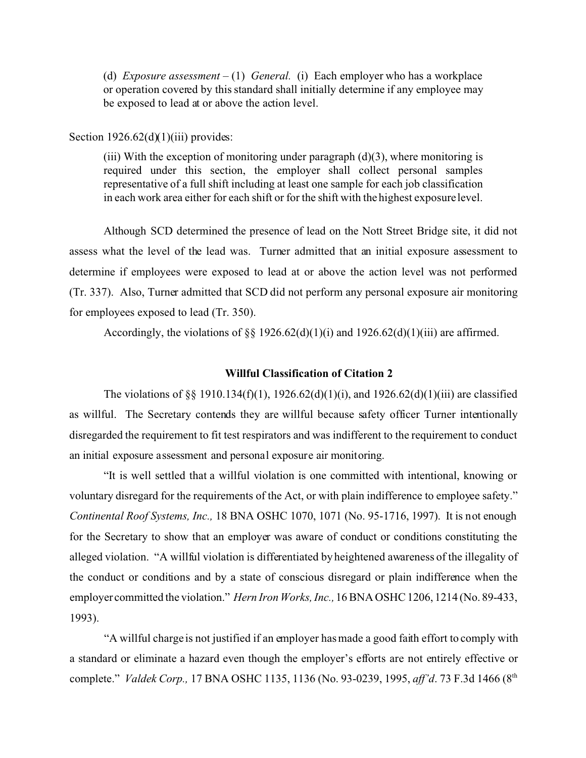> (d) *Exposure assessment* – (1) *General.* (i) Each employer who has a workplace or operation covered by this standard shall initially determine if any employee may be exposed to lead at or above the action level.

Section 1926.62(d)(1)(iii) provides:

> (iii) With the exception of monitoring under paragraph (d)(3), where monitoring is required under this section, the employer shall collect personal samples representative of a full shift including at least one sample for each job classification in each work area either for each shift or for the shift with the highest exposure level.

Although SCD determined the presence of lead on the Nott Street Bridge site, it did not assess what the level of the lead was. Turner admitted that an initial exposure assessment to determine if employees were exposed to lead at or above the action level was not performed (Tr. 337). Also, Turner admitted that SCD did not perform any personal exposure air monitoring for employees exposed to lead (Tr. 350).

Accordingly, the violations of §§ 1926.62(d)(1)(i) and 1926.62(d)(1)(iii) are affirmed.

**Willful Classification of Citation 2**

The violations of §§ 1910.134(f)(1), 1926.62(d)(1)(i), and 1926.62(d)(1)(iii) are classified as willful. The Secretary contends they are willful because safety officer Turner intentionally disregarded the requirement to fit test respirators and was indifferent to the requirement to conduct an initial exposure assessment and personal exposure air monitoring.

"It is well settled that a willful violation is one committed with intentional, knowing or voluntary disregard for the requirements of the Act, or with plain indifference to employee safety." *Continental Roof Systems, Inc.,* 18 BNA OSHC 1070, 1071 (No. 95-1716, 1997). It is not enough for the Secretary to show that an employer was aware of conduct or conditions constituting the alleged violation. "A willful violation is differentiated by heightened awareness of the illegality of the conduct or conditions and by a state of conscious disregard or plain indifference when the employer committed the violation." *Hern Iron Works, Inc.,* 16 BNA OSHC 1206, 1214 (No. 89-433, 1993).

"A willful charge is not justified if an employer has made a good faith effort to comply with a standard or eliminate a hazard even though the employer's efforts are not entirely effective or complete." *Valdek Corp.,* 17 BNA OSHC 1135, 1136 (No. 93-0239, 1995, *aff'd*. 73 F.3d 1466 (8th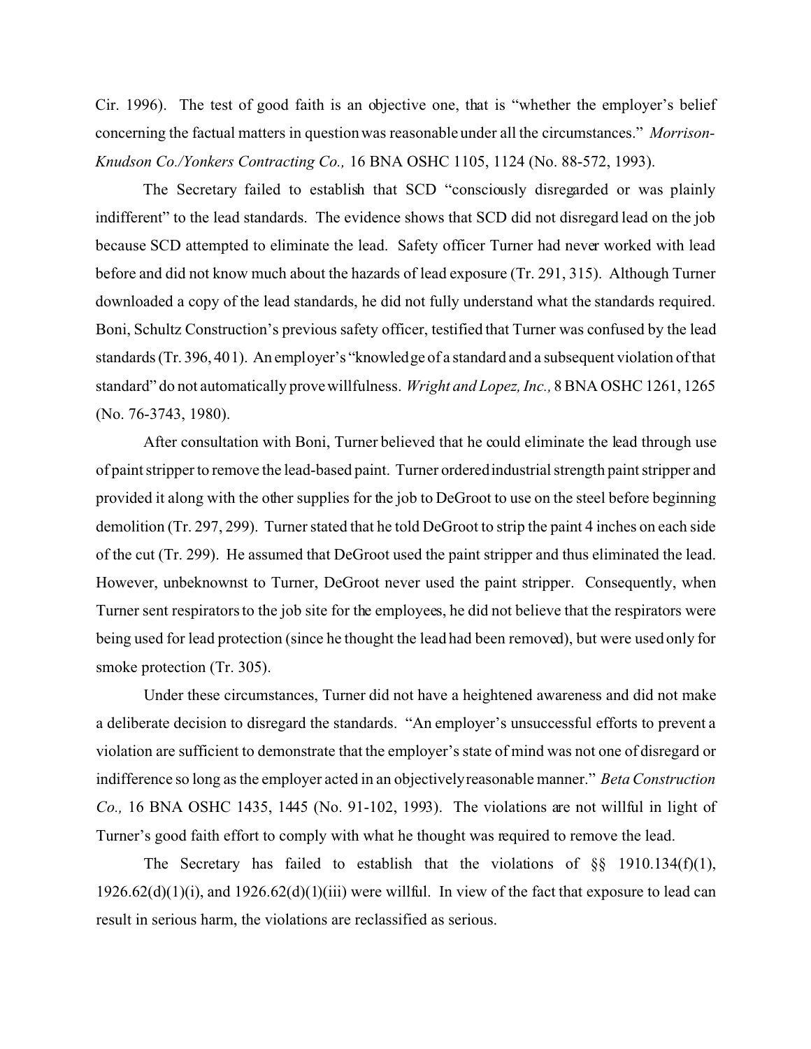Cir. 1996). The test of good faith is an objective one, that is "whether the employer's belief concerning the factual matters in question was reasonable under all the circumstances." *Morrison-Knudson Co./Yonkers Contracting Co.,* 16 BNA OSHC 1105, 1124 (No. 88-572, 1993).

The Secretary failed to establish that SCD "consciously disregarded or was plainly indifferent" to the lead standards. The evidence shows that SCD did not disregard lead on the job because SCD attempted to eliminate the lead. Safety officer Turner had never worked with lead before and did not know much about the hazards of lead exposure (Tr. 291, 315). Although Turner downloaded a copy of the lead standards, he did not fully understand what the standards required. Boni, Schultz Construction's previous safety officer, testified that Turner was confused by the lead standards (Tr. 396, 401). An employer's "knowledge of a standard and a subsequent violation of that standard" do not automatically prove willfulness. *Wright and Lopez, Inc.,* 8 BNA OSHC 1261, 1265 (No. 76-3743, 1980).

After consultation with Boni, Turner believed that he could eliminate the lead through use of paint stripper to remove the lead-based paint. Turner ordered industrial strength paint stripper and provided it along with the other supplies for the job to DeGroot to use on the steel before beginning demolition (Tr. 297, 299). Turner stated that he told DeGroot to strip the paint 4 inches on each side of the cut (Tr. 299). He assumed that DeGroot used the paint stripper and thus eliminated the lead. However, unbeknownst to Turner, DeGroot never used the paint stripper. Consequently, when Turner sent respirators to the job site for the employees, he did not believe that the respirators were being used for lead protection (since he thought the lead had been removed), but were used only for smoke protection (Tr. 305).

Under these circumstances, Turner did not have a heightened awareness and did not make a deliberate decision to disregard the standards. "An employer's unsuccessful efforts to prevent a violation are sufficient to demonstrate that the employer's state of mind was not one of disregard or indifference so long as the employer acted in an objectively reasonable manner." *Beta Construction Co.,* 16 BNA OSHC 1435, 1445 (No. 91-102, 1993). The violations are not willful in light of Turner's good faith effort to comply with what he thought was required to remove the lead.

The Secretary has failed to establish that the violations of §§ 1910.134(f)(1), 1926.62(d)(1)(i), and 1926.62(d)(1)(iii) were willful. In view of the fact that exposure to lead can result in serious harm, the violations are reclassified as serious.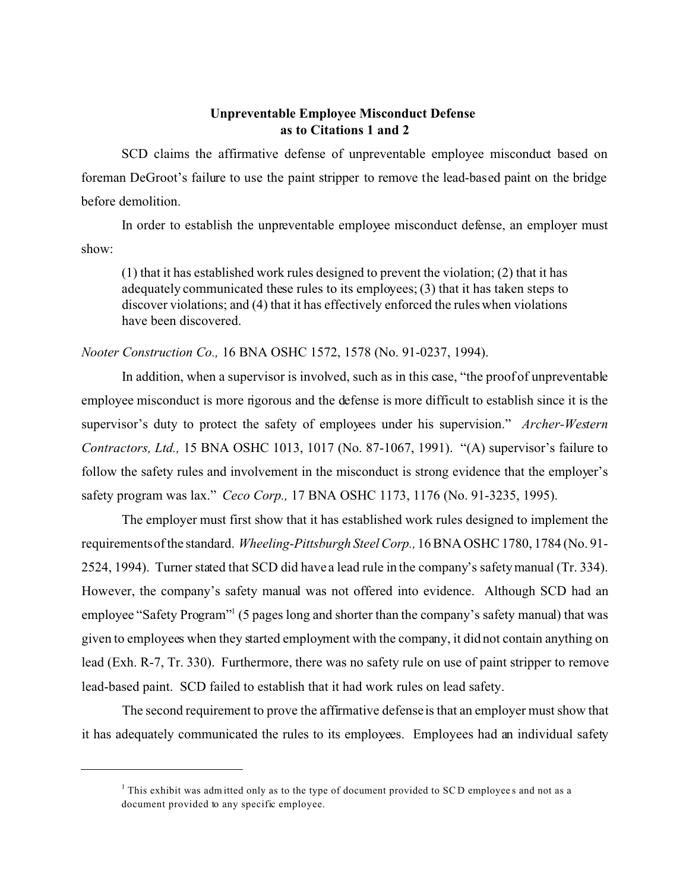**Unreprentable Employee Misconduct Defense as to Citations 1 and 2**

SCD claims the affirmative defense of unpreventable employee misconduct based on foreman DeGroot's failure to use the paint stripper to remove the lead-based paint on the bridge before demolition.

In order to establish the unpreventable employee misconduct defense, an employer must show:

> (1) that it has established work rules designed to prevent the violation; (2) that it has adequately communicated these rules to its employees; (3) that it has taken steps to discover violations; and (4) that it has effectively enforced the rules when violations have been discovered.

*Nooter Construction Co.,* 16 BNA OSHC 1572, 1578 (No. 91-0237, 1994).

In addition, when a supervisor is involved, such as in this case, "the proof of unpreventable employee misconduct is more rigorous and the defense is more difficult to establish since it is the supervisor's duty to protect the safety of employees under his supervision." *Archer-Western Contractors, Ltd.,* 15 BNA OSHC 1013, 1017 (No. 87-1067, 1991). "(A) supervisor's failure to follow the safety rules and involvement in the misconduct is strong evidence that the employer's safety program was lax." *Ceco Corp.,* 17 BNA OSHC 1173, 1176 (No. 91-3235, 1995).

The employer must first show that it has established work rules designed to implement the requirements of the standard. *Wheeling-Pittsburgh Steel Corp.,* 16 BNA OSHC 1780, 1784 (No. 91-2524, 1994). Turner stated that SCD did have a lead rule in the company's safety manual (Tr. 334). However, the company's safety manual was not offered into evidence. Although SCD had an employee "Safety Program"[1] (5 pages long and shorter than the company's safety manual) that was given to employees when they started employment with the company, it did not contain anything on lead (Exh. R-7, Tr. 330). Furthermore, there was no safety rule on use of paint stripper to remove lead-based paint. SCD failed to establish that it had work rules on lead safety.

The second requirement to prove the affirmative defense is that an employer must show that it has adequately communicated the rules to its employees. Employees had an individual safety

---

[1] This exhibit was admitted only as to the type of document provided to SCD employees and not as a document provided to any specific employee.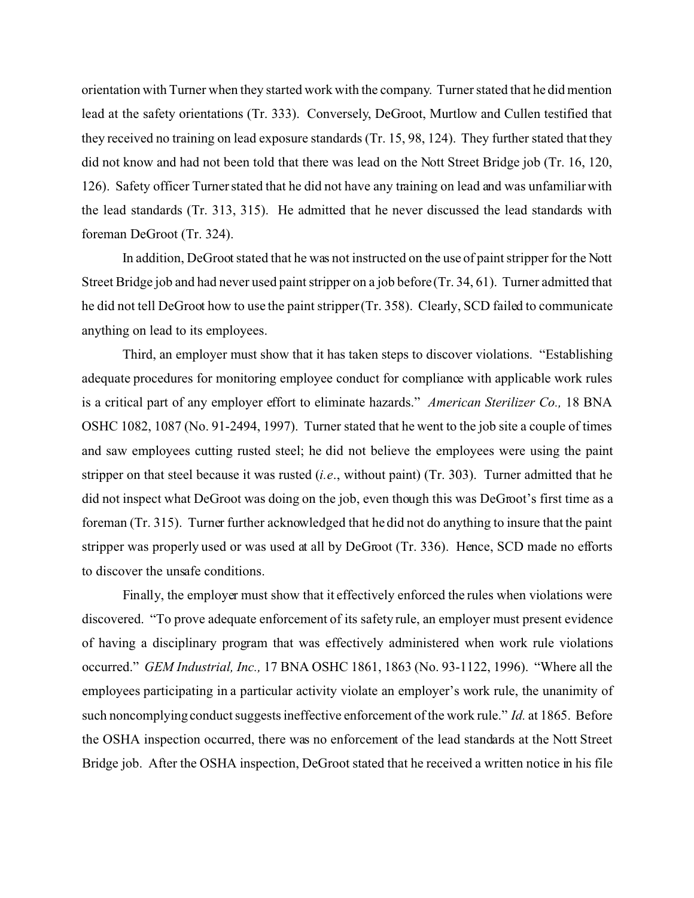orientation with Turner when they started work with the company. Turner stated that he did mention lead at the safety orientations (Tr. 333). Conversely, DeGroot, Murtlow and Cullen testified that they received no training on lead exposure standards (Tr. 15, 98, 124). They further stated that they did not know and had not been told that there was lead on the Nott Street Bridge job (Tr. 16, 120, 126). Safety officer Turner stated that he did not have any training on lead and was unfamiliar with the lead standards (Tr. 313, 315). He admitted that he never discussed the lead standards with foreman DeGroot (Tr. 324).

In addition, DeGroot stated that he was not instructed on the use of paint stripper for the Nott Street Bridge job and had never used paint stripper on a job before (Tr. 34, 61). Turner admitted that he did not tell DeGroot how to use the paint stripper (Tr. 358). Clearly, SCD failed to communicate anything on lead to its employees.

Third, an employer must show that it has taken steps to discover violations. "Establishing adequate procedures for monitoring employee conduct for compliance with applicable work rules is a critical part of any employer effort to eliminate hazards." *American Sterilizer Co.,* 18 BNA OSHC 1082, 1087 (No. 91-2494, 1997). Turner stated that he went to the job site a couple of times and saw employees cutting rusted steel; he did not believe the employees were using the paint stripper on that steel because it was rusted (*i.e*., without paint) (Tr. 303). Turner admitted that he did not inspect what DeGroot was doing on the job, even though this was DeGroot's first time as a foreman (Tr. 315). Turner further acknowledged that he did not do anything to insure that the paint stripper was properly used or was used at all by DeGroot (Tr. 336). Hence, SCD made no efforts to discover the unsafe conditions.

Finally, the employer must show that it effectively enforced the rules when violations were discovered. "To prove adequate enforcement of its safety rule, an employer must present evidence of having a disciplinary program that was effectively administered when work rule violations occurred." *GEM Industrial, Inc.,* 17 BNA OSHC 1861, 1863 (No. 93-1122, 1996). "Where all the employees participating in a particular activity violate an employer's work rule, the unanimity of such noncomplying conduct suggests ineffective enforcement of the work rule." *Id.* at 1865. Before the OSHA inspection occurred, there was no enforcement of the lead standards at the Nott Street Bridge job. After the OSHA inspection, DeGroot stated that he received a written notice in his file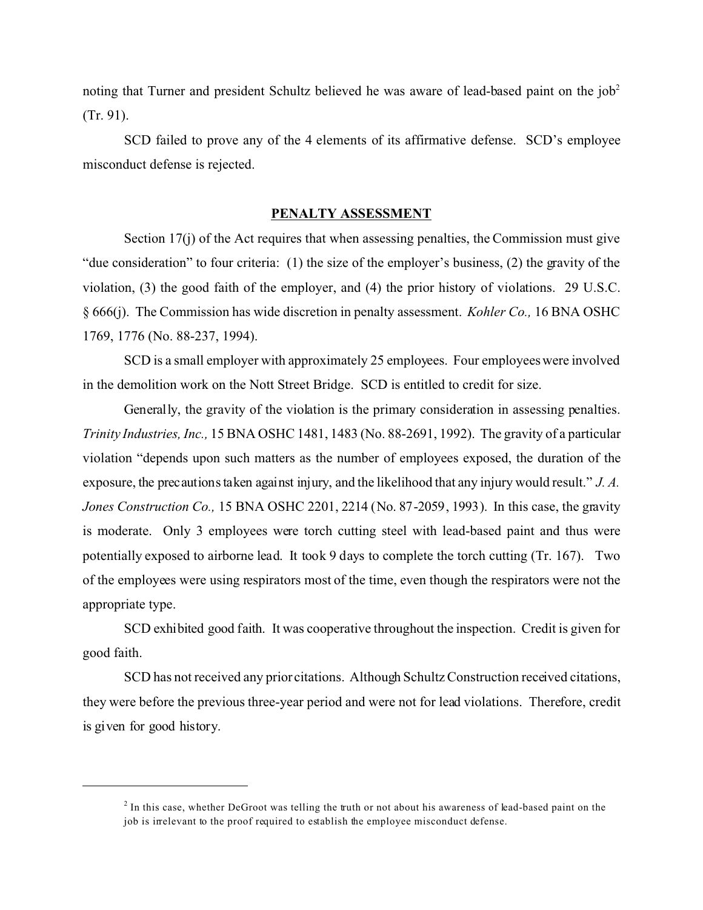noting that Turner and president Schultz believed he was aware of lead-based paint on the job[2] (Tr. 91).

SCD failed to prove any of the 4 elements of its affirmative defense. SCD's employee misconduct defense is rejected.

## PENALTY ASSESSMENT

Section 17(j) of the Act requires that when assessing penalties, the Commission must give "due consideration" to four criteria: (1) the size of the employer's business, (2) the gravity of the violation, (3) the good faith of the employer, and (4) the prior history of violations. 29 U.S.C. § 666(j). The Commission has wide discretion in penalty assessment. *Kohler Co.,* 16 BNA OSHC 1769, 1776 (No. 88-237, 1994).

SCD is a small employer with approximately 25 employees. Four employees were involved in the demolition work on the Nott Street Bridge. SCD is entitled to credit for size.

Generally, the gravity of the violation is the primary consideration in assessing penalties. *Trinity Industries, Inc.,* 15 BNA OSHC 1481, 1483 (No. 88-2691, 1992). The gravity of a particular violation "depends upon such matters as the number of employees exposed, the duration of the exposure, the precautions taken against injury, and the likelihood that any injury would result." *J. A. Jones Construction Co.,* 15 BNA OSHC 2201, 2214 (No. 87-2059, 1993). In this case, the gravity is moderate. Only 3 employees were torch cutting steel with lead-based paint and thus were potentially exposed to airborne lead. It took 9 days to complete the torch cutting (Tr. 167). Two of the employees were using respirators most of the time, even though the respirators were not the appropriate type.

SCD exhibited good faith. It was cooperative throughout the inspection. Credit is given for good faith.

SCD has not received any prior citations. Although Schultz Construction received citations, they were before the previous three-year period and were not for lead violations. Therefore, credit is given for good history.

---

[2] In this case, whether DeGroot was telling the truth or not about his awareness of lead-based paint on the job is irrelevant to the proof required to establish the employee misconduct defense.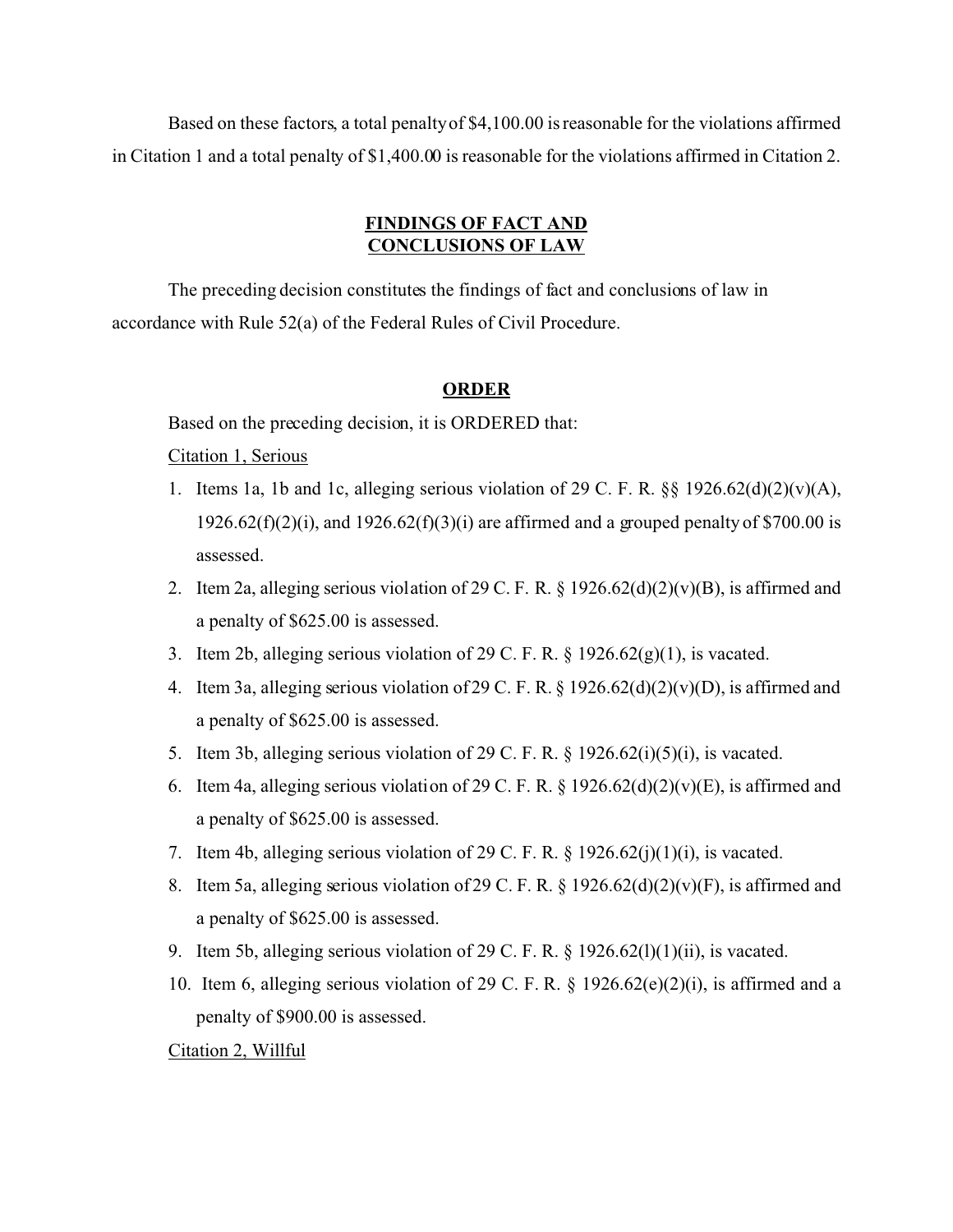Based on these factors, a total penalty of $4,100.00 is reasonable for the violations affirmed in Citation 1 and a total penalty of $1,400.00 is reasonable for the violations affirmed in Citation 2.

## FINDINGS OF FACT AND CONCLUSIONS OF LAW

The preceding decision constitutes the findings of fact and conclusions of law in accordance with Rule 52(a) of the Federal Rules of Civil Procedure.

## ORDER

Based on the preceding decision, it is ORDERED that:

Citation 1, Serious

1. Items 1a, 1b and 1c, alleging serious violation of 29 C. F. R. §§ 1926.62(d)(2)(v)(A), 1926.62(f)(2)(i), and 1926.62(f)(3)(i) are affirmed and a grouped penalty of $700.00 is assessed.
2. Item 2a, alleging serious violation of 29 C. F. R. § 1926.62(d)(2)(v)(B), is affirmed and a penalty of $625.00 is assessed.
3. Item 2b, alleging serious violation of 29 C. F. R. § 1926.62(g)(1), is vacated.
4. Item 3a, alleging serious violation of 29 C. F. R. § 1926.62(d)(2)(v)(D), is affirmed and a penalty of $625.00 is assessed.
5. Item 3b, alleging serious violation of 29 C. F. R. § 1926.62(i)(5)(i), is vacated.
6. Item 4a, alleging serious violation of 29 C. F. R. § 1926.62(d)(2)(v)(E), is affirmed and a penalty of $625.00 is assessed.
7. Item 4b, alleging serious violation of 29 C. F. R. § 1926.62(j)(1)(i), is vacated.
8. Item 5a, alleging serious violation of 29 C. F. R. § 1926.62(d)(2)(v)(F), is affirmed and a penalty of $625.00 is assessed.
9. Item 5b, alleging serious violation of 29 C. F. R. § 1926.62(l)(1)(ii), is vacated.
10. Item 6, alleging serious violation of 29 C. F. R. § 1926.62(e)(2)(i), is affirmed and a penalty of $900.00 is assessed.

Citation 2, Willful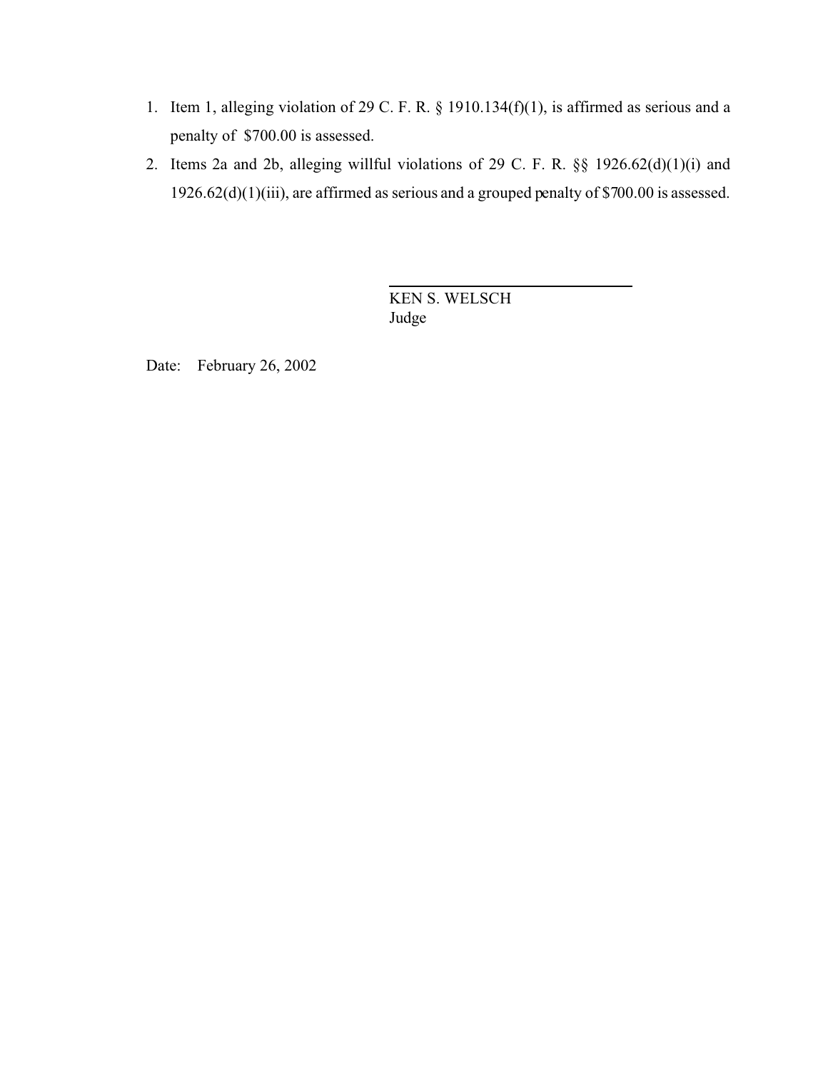1. Item 1, alleging violation of 29 C. F. R. § 1910.134(f)(1), is affirmed as serious and a penalty of $700.00 is assessed.
2. Items 2a and 2b, alleging willful violations of 29 C. F. R. §§ 1926.62(d)(1)(i) and 1926.62(d)(1)(iii), are affirmed as serious and a grouped penalty of $700.00 is assessed.

KEN S. WELSCH
Judge

Date: February 26, 2002